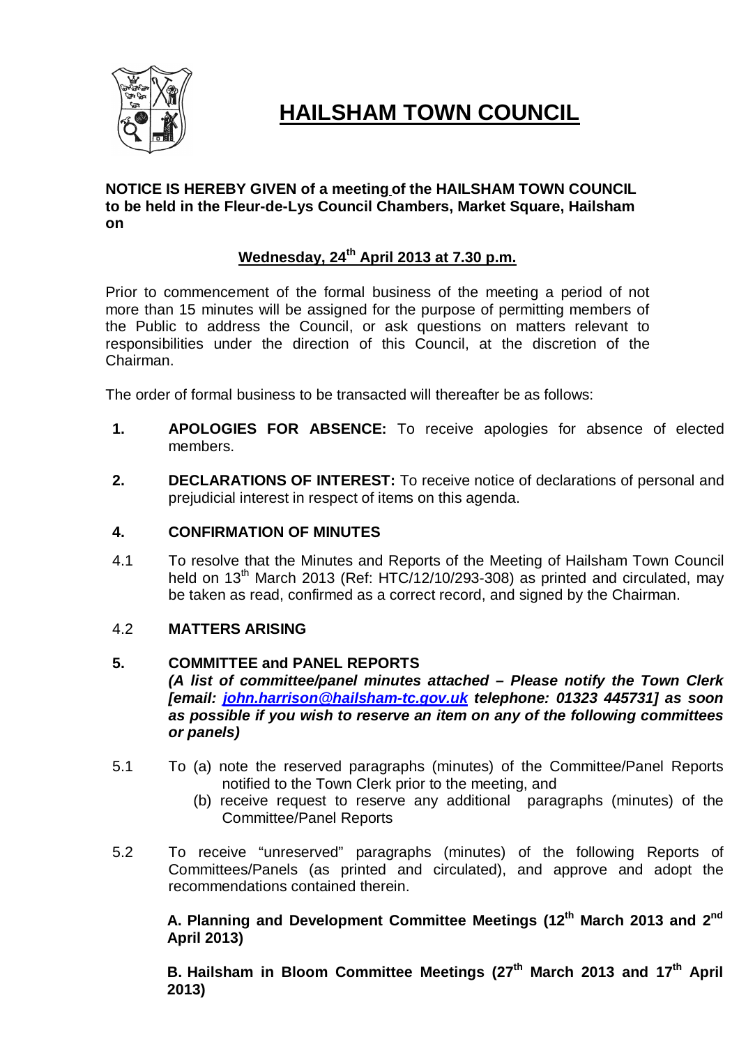# HAILSHAM TOWN COUNCIL

**NOTICE IS HEREBY GIVEN of a meeting of the HAILSHAM TOWN COUNCIL to be held in the Fleur-de-Lys Council Chambers, Market Square, Hailsham on**

**Wednesday, 24th April 2013 at 7.30 p.m.**

Prior to commencement of the formal business of the meeting a period of not more than 15 minutes will be assigned for the purpose of permitting members of the Public to address the Council, or ask questions on matters relevant to responsibilities under the direction of this Council, at the discretion of the Chairman.

The order of formal business to be transacted will thereafter be as follows:

**1. APOLOGIES FOR ABSENCE:** To receive apologies for absence of elected members.

**2. DECLARATIONS OF INTEREST:** To receive notice of declarations of personal and prejudicial interest in respect of items on this agenda.

**4. CONFIRMATION OF MINUTES**

4.1 To resolve that the Minutes and Reports of the Meeting of Hailsham Town Council held on 13th March 2013 (Ref: HTC/12/10/293-308) as printed and circulated, may be taken as read, confirmed as a correct record, and signed by the Chairman.

4.2 **MATTERS ARISING**

**5. COMMITTEE and PANEL REPORTS**
***(A list of committee/panel minutes attached – Please notify the Town Clerk [email: john.harrison@hailsham-tc.gov.uk telephone: 01323 445731] as soon as possible if you wish to reserve an item on any of the following committees or panels)***

5.1 To (a) note the reserved paragraphs (minutes) of the Committee/Panel Reports notified to the Town Clerk prior to the meeting, and
(b) receive request to reserve any additional paragraphs (minutes) of the Committee/Panel Reports

5.2 To receive "unreserved" paragraphs (minutes) of the following Reports of Committees/Panels (as printed and circulated), and approve and adopt the recommendations contained therein.

**A. Planning and Development Committee Meetings (12th March 2013 and 2nd April 2013)**

**B. Hailsham in Bloom Committee Meetings (27th March 2013 and 17th April 2013)**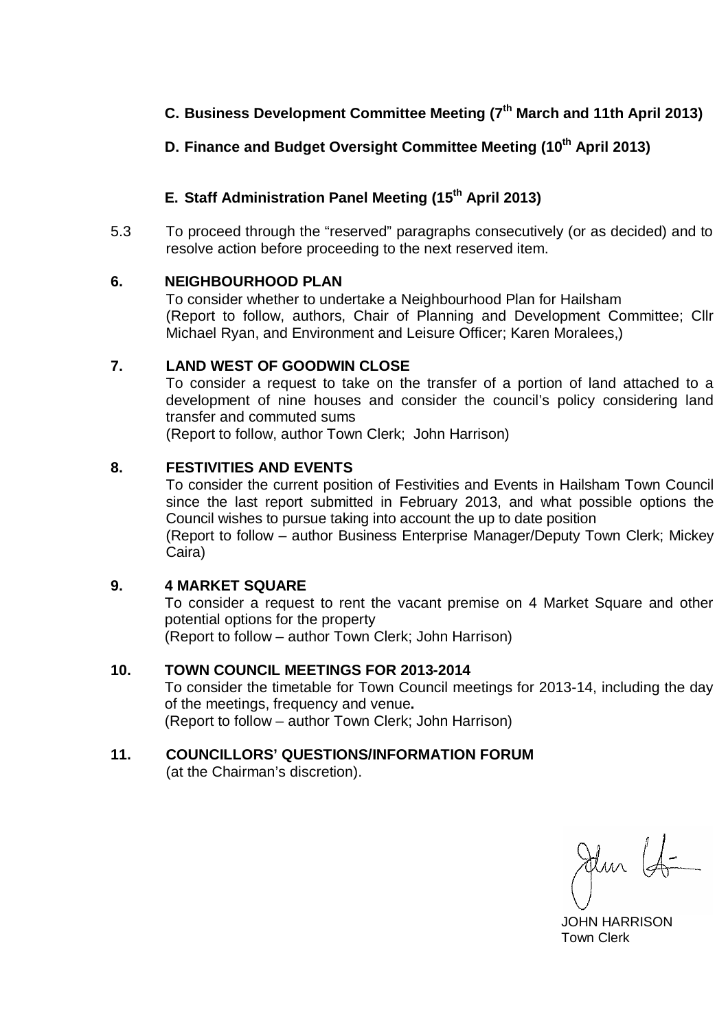**C. Business Development Committee Meeting (7th March and 11th April 2013)**

**D. Finance and Budget Oversight Committee Meeting (10th April 2013)**

**E. Staff Administration Panel Meeting (15th April 2013)**

5.3 To proceed through the "reserved" paragraphs consecutively (or as decided) and to resolve action before proceeding to the next reserved item.

**6. NEIGHBOURHOOD PLAN**

To consider whether to undertake a Neighbourhood Plan for Hailsham
(Report to follow, authors, Chair of Planning and Development Committee; Cllr Michael Ryan, and Environment and Leisure Officer; Karen Moralees,)

**7. LAND WEST OF GOODWIN CLOSE**

To consider a request to take on the transfer of a portion of land attached to a development of nine houses and consider the council's policy considering land transfer and commuted sums
(Report to follow, author Town Clerk; John Harrison)

**8. FESTIVITIES AND EVENTS**

To consider the current position of Festivities and Events in Hailsham Town Council since the last report submitted in February 2013, and what possible options the Council wishes to pursue taking into account the up to date position
(Report to follow – author Business Enterprise Manager/Deputy Town Clerk; Mickey Caira)

**9. 4 MARKET SQUARE**

To consider a request to rent the vacant premise on 4 Market Square and other potential options for the property
(Report to follow – author Town Clerk; John Harrison)

**10. TOWN COUNCIL MEETINGS FOR 2013-2014**

To consider the timetable for Town Council meetings for 2013-14, including the day of the meetings, frequency and venue**.**
(Report to follow – author Town Clerk; John Harrison)

**11. COUNCILLORS' QUESTIONS/INFORMATION FORUM**

(at the Chairman's discretion).

JOHN HARRISON
Town Clerk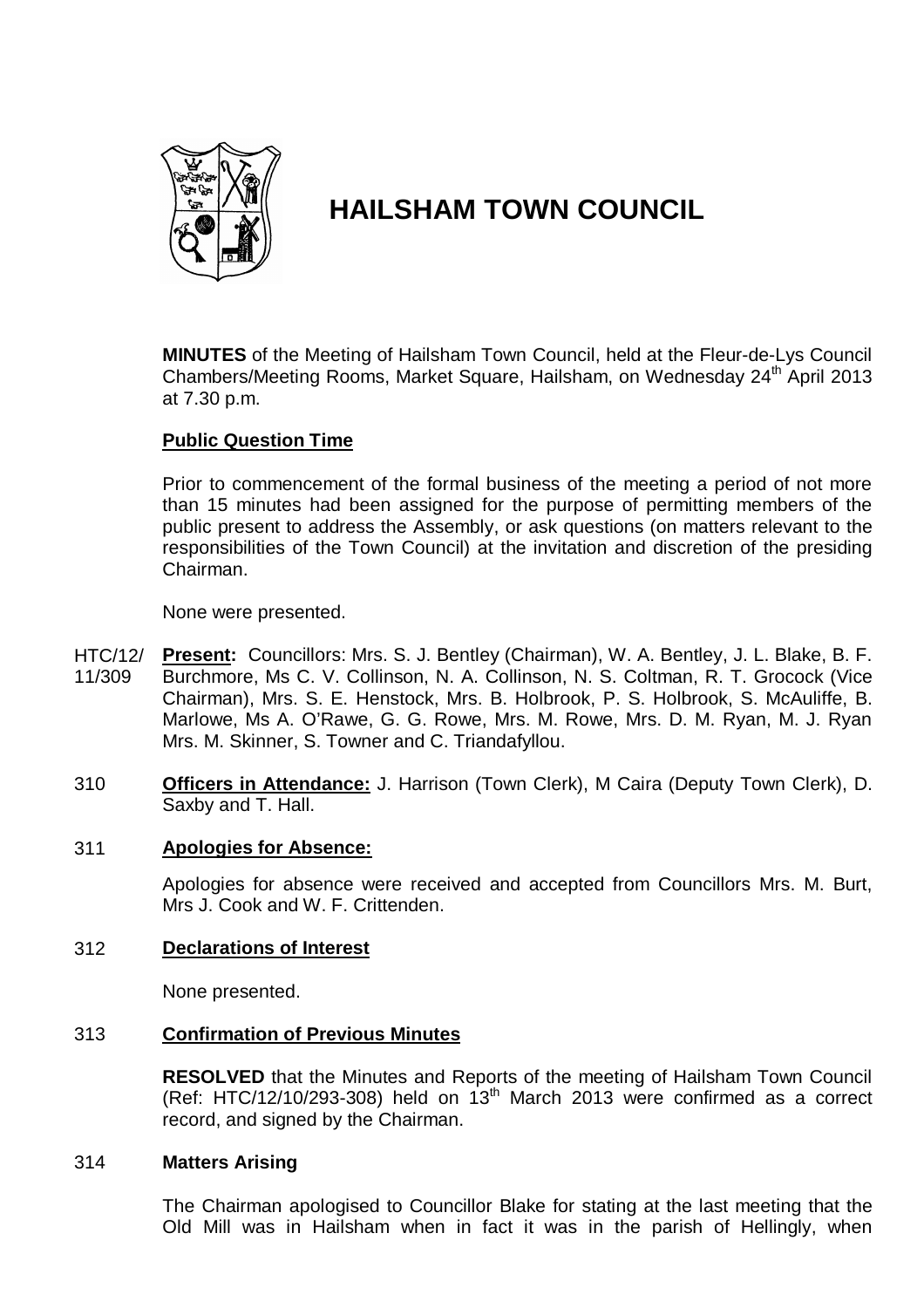# HAILSHAM TOWN COUNCIL

**MINUTES** of the Meeting of Hailsham Town Council, held at the Fleur-de-Lys Council Chambers/Meeting Rooms, Market Square, Hailsham, on Wednesday 24th April 2013 at 7.30 p.m.

## Public Question Time

Prior to commencement of the formal business of the meeting a period of not more than 15 minutes had been assigned for the purpose of permitting members of the public present to address the Assembly, or ask questions (on matters relevant to the responsibilities of the Town Council) at the invitation and discretion of the presiding Chairman.

None were presented.

HTC/12/11/309 **Present:** Councillors: Mrs. S. J. Bentley (Chairman), W. A. Bentley, J. L. Blake, B. F. Burchmore, Ms C. V. Collinson, N. A. Collinson, N. S. Coltman, R. T. Grocock (Vice Chairman), Mrs. S. E. Henstock, Mrs. B. Holbrook, P. S. Holbrook, S. McAuliffe, B. Marlowe, Ms A. O'Rawe, G. G. Rowe, Mrs. M. Rowe, Mrs. D. M. Ryan, M. J. Ryan Mrs. M. Skinner, S. Towner and C. Triandafyllou.

310 **Officers in Attendance:** J. Harrison (Town Clerk), M Caira (Deputy Town Clerk), D. Saxby and T. Hall.

### 311 Apologies for Absence:

Apologies for absence were received and accepted from Councillors Mrs. M. Burt, Mrs J. Cook and W. F. Crittenden.

### 312 Declarations of Interest

None presented.

### 313 Confirmation of Previous Minutes

**RESOLVED** that the Minutes and Reports of the meeting of Hailsham Town Council (Ref: HTC/12/10/293-308) held on 13th March 2013 were confirmed as a correct record, and signed by the Chairman.

### 314 Matters Arising

The Chairman apologised to Councillor Blake for stating at the last meeting that the Old Mill was in Hailsham when in fact it was in the parish of Hellingly, when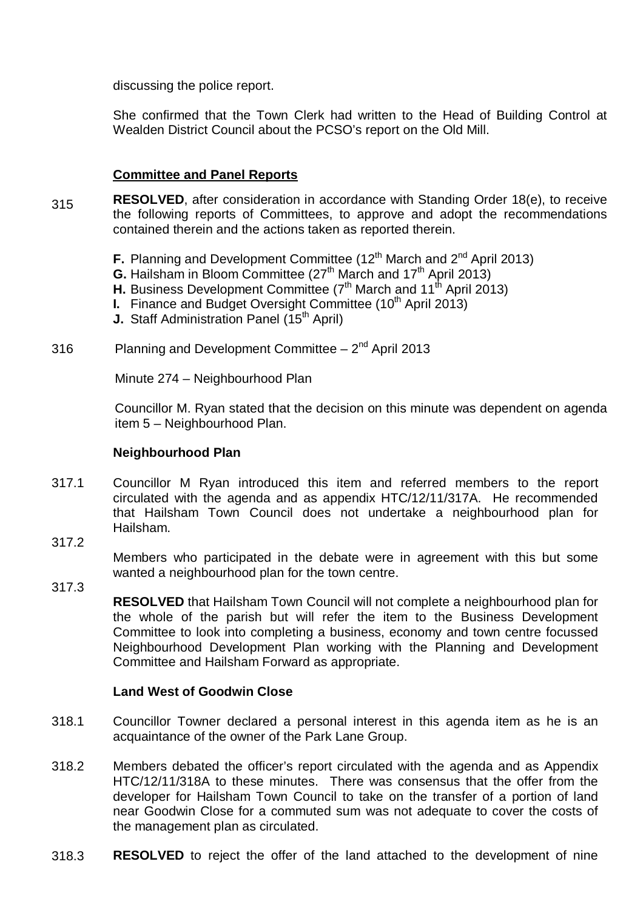discussing the police report.

She confirmed that the Town Clerk had written to the Head of Building Control at Wealden District Council about the PCSO's report on the Old Mill.

**Committee and Panel Reports**

315 **RESOLVED**, after consideration in accordance with Standing Order 18(e), to receive the following reports of Committees, to approve and adopt the recommendations contained therein and the actions taken as reported therein.

- **F.** Planning and Development Committee (12th March and 2nd April 2013)
- **G.** Hailsham in Bloom Committee (27th March and 17th April 2013)
- **H.** Business Development Committee (7th March and 11th April 2013)
- **I.** Finance and Budget Oversight Committee (10th April 2013)
- **J.** Staff Administration Panel (15th April)

316 Planning and Development Committee – 2nd April 2013

Minute 274 – Neighbourhood Plan

Councillor M. Ryan stated that the decision on this minute was dependent on agenda item 5 – Neighbourhood Plan.

**Neighbourhood Plan**

317.1 Councillor M Ryan introduced this item and referred members to the report circulated with the agenda and as appendix HTC/12/11/317A. He recommended that Hailsham Town Council does not undertake a neighbourhood plan for Hailsham.

317.2 Members who participated in the debate were in agreement with this but some wanted a neighbourhood plan for the town centre.

317.3 **RESOLVED** that Hailsham Town Council will not complete a neighbourhood plan for the whole of the parish but will refer the item to the Business Development Committee to look into completing a business, economy and town centre focussed Neighbourhood Development Plan working with the Planning and Development Committee and Hailsham Forward as appropriate.

**Land West of Goodwin Close**

318.1 Councillor Towner declared a personal interest in this agenda item as he is an acquaintance of the owner of the Park Lane Group.

318.2 Members debated the officer's report circulated with the agenda and as Appendix HTC/12/11/318A to these minutes. There was consensus that the offer from the developer for Hailsham Town Council to take on the transfer of a portion of land near Goodwin Close for a commuted sum was not adequate to cover the costs of the management plan as circulated.

318.3 **RESOLVED** to reject the offer of the land attached to the development of nine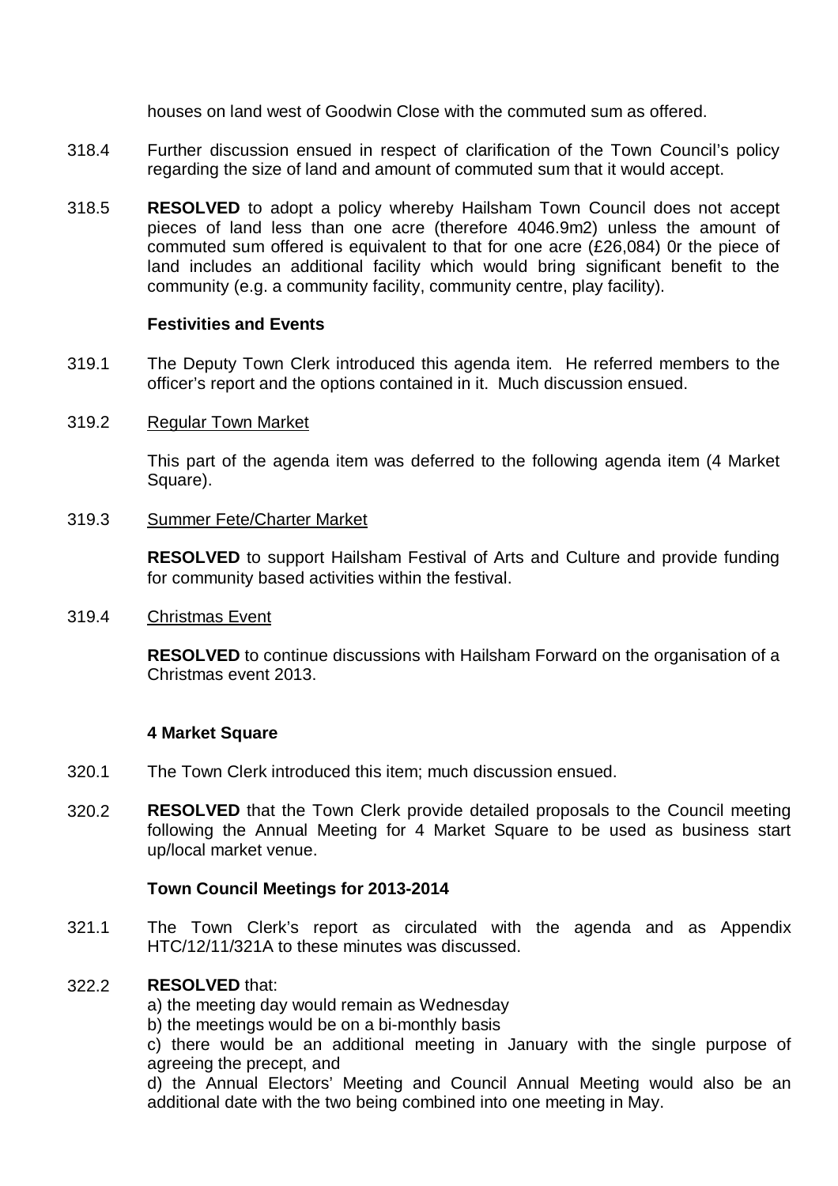houses on land west of Goodwin Close with the commuted sum as offered.

318.4 Further discussion ensued in respect of clarification of the Town Council's policy regarding the size of land and amount of commuted sum that it would accept.

318.5 **RESOLVED** to adopt a policy whereby Hailsham Town Council does not accept pieces of land less than one acre (therefore 4046.9m2) unless the amount of commuted sum offered is equivalent to that for one acre (£26,084) 0r the piece of land includes an additional facility which would bring significant benefit to the community (e.g. a community facility, community centre, play facility).

**Festivities and Events**

319.1 The Deputy Town Clerk introduced this agenda item. He referred members to the officer's report and the options contained in it. Much discussion ensued.

319.2 Regular Town Market

This part of the agenda item was deferred to the following agenda item (4 Market Square).

319.3 Summer Fete/Charter Market

**RESOLVED** to support Hailsham Festival of Arts and Culture and provide funding for community based activities within the festival.

319.4 Christmas Event

**RESOLVED** to continue discussions with Hailsham Forward on the organisation of a Christmas event 2013.

**4 Market Square**

320.1 The Town Clerk introduced this item; much discussion ensued.

320.2 **RESOLVED** that the Town Clerk provide detailed proposals to the Council meeting following the Annual Meeting for 4 Market Square to be used as business start up/local market venue.

**Town Council Meetings for 2013-2014**

321.1 The Town Clerk's report as circulated with the agenda and as Appendix HTC/12/11/321A to these minutes was discussed.

322.2 **RESOLVED** that:

a) the meeting day would remain as Wednesday

b) the meetings would be on a bi-monthly basis

c) there would be an additional meeting in January with the single purpose of agreeing the precept, and

d) the Annual Electors' Meeting and Council Annual Meeting would also be an additional date with the two being combined into one meeting in May.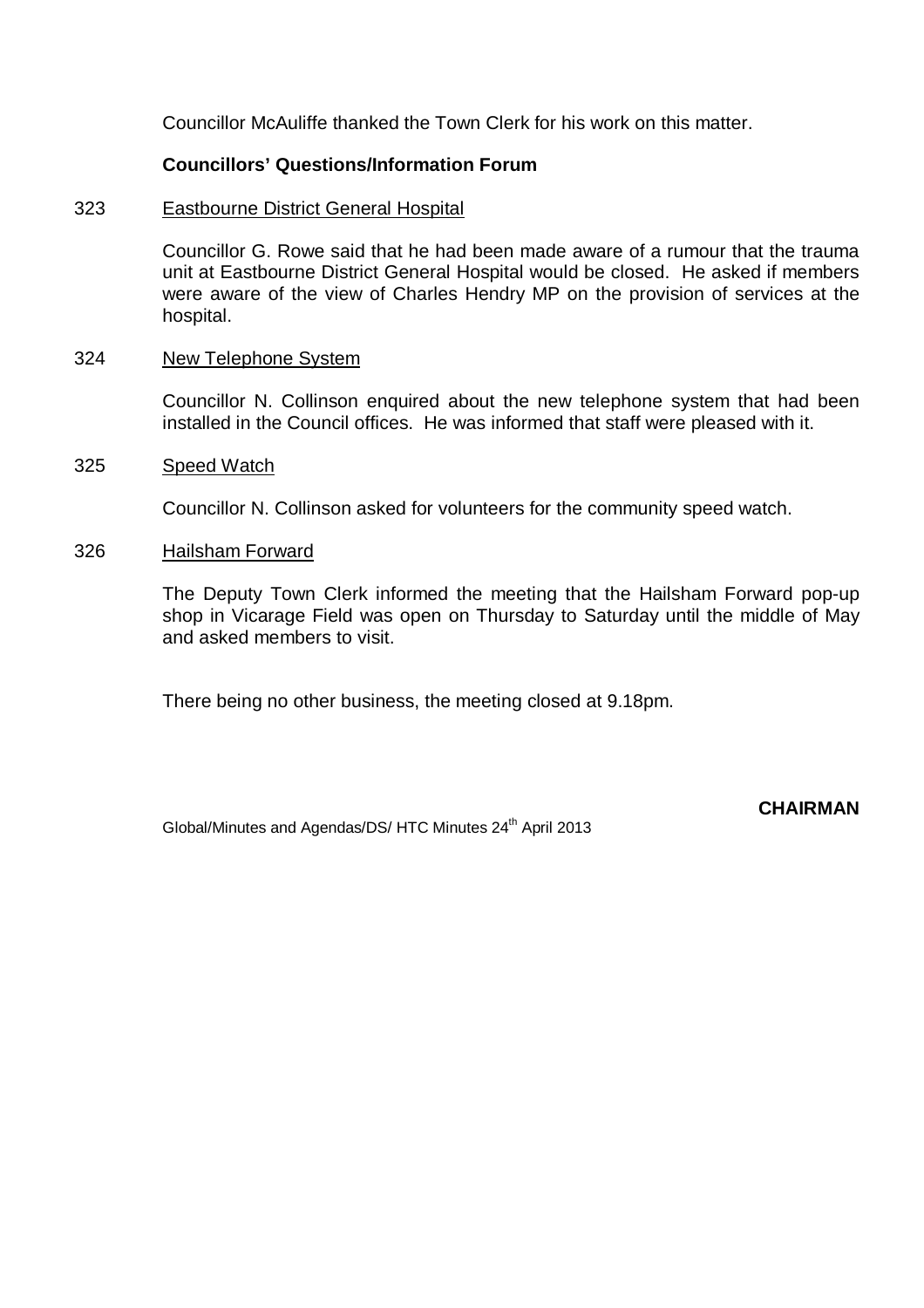Councillor McAuliffe thanked the Town Clerk for his work on this matter.

**Councillors' Questions/Information Forum**

323 Eastbourne District General Hospital

Councillor G. Rowe said that he had been made aware of a rumour that the trauma unit at Eastbourne District General Hospital would be closed. He asked if members were aware of the view of Charles Hendry MP on the provision of services at the hospital.

324 New Telephone System

Councillor N. Collinson enquired about the new telephone system that had been installed in the Council offices. He was informed that staff were pleased with it.

325 Speed Watch

Councillor N. Collinson asked for volunteers for the community speed watch.

326 Hailsham Forward

The Deputy Town Clerk informed the meeting that the Hailsham Forward pop-up shop in Vicarage Field was open on Thursday to Saturday until the middle of May and asked members to visit.

There being no other business, the meeting closed at 9.18pm.

**CHAIRMAN**

Global/Minutes and Agendas/DS/ HTC Minutes 24th April 2013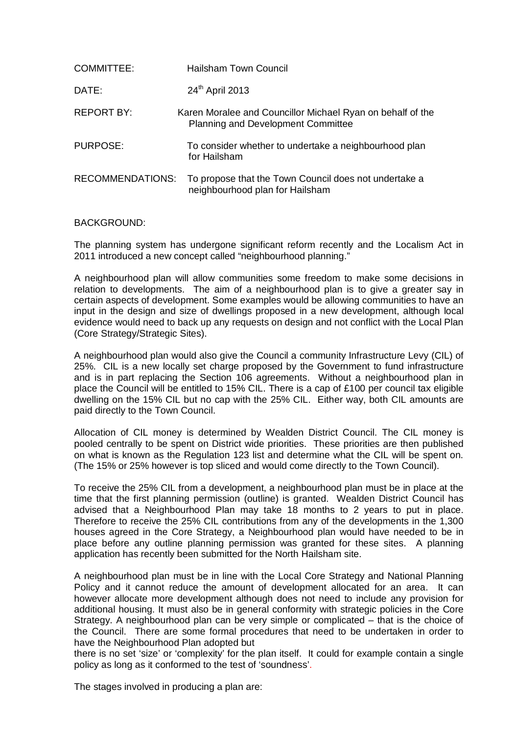| | |
|---|---|
| COMMITTEE: | Hailsham Town Council |
| DATE: | 24th April 2013 |
| REPORT BY: | Karen Moralee and Councillor Michael Ryan on behalf of the Planning and Development Committee |
| PURPOSE: | To consider whether to undertake a neighbourhood plan for Hailsham |
| RECOMMENDATIONS: | To propose that the Town Council does not undertake a neighbourhood plan for Hailsham |

BACKGROUND:

The planning system has undergone significant reform recently and the Localism Act in 2011 introduced a new concept called "neighbourhood planning."

A neighbourhood plan will allow communities some freedom to make some decisions in relation to developments. The aim of a neighbourhood plan is to give a greater say in certain aspects of development. Some examples would be allowing communities to have an input in the design and size of dwellings proposed in a new development, although local evidence would need to back up any requests on design and not conflict with the Local Plan (Core Strategy/Strategic Sites).

A neighbourhood plan would also give the Council a community Infrastructure Levy (CIL) of 25%. CIL is a new locally set charge proposed by the Government to fund infrastructure and is in part replacing the Section 106 agreements. Without a neighbourhood plan in place the Council will be entitled to 15% CIL. There is a cap of £100 per council tax eligible dwelling on the 15% CIL but no cap with the 25% CIL. Either way, both CIL amounts are paid directly to the Town Council.

Allocation of CIL money is determined by Wealden District Council. The CIL money is pooled centrally to be spent on District wide priorities. These priorities are then published on what is known as the Regulation 123 list and determine what the CIL will be spent on. (The 15% or 25% however is top sliced and would come directly to the Town Council).

To receive the 25% CIL from a development, a neighbourhood plan must be in place at the time that the first planning permission (outline) is granted. Wealden District Council has advised that a Neighbourhood Plan may take 18 months to 2 years to put in place. Therefore to receive the 25% CIL contributions from any of the developments in the 1,300 houses agreed in the Core Strategy, a Neighbourhood plan would have needed to be in place before any outline planning permission was granted for these sites. A planning application has recently been submitted for the North Hailsham site.

A neighbourhood plan must be in line with the Local Core Strategy and National Planning Policy and it cannot reduce the amount of development allocated for an area. It can however allocate more development although does not need to include any provision for additional housing. It must also be in general conformity with strategic policies in the Core Strategy. A neighbourhood plan can be very simple or complicated – that is the choice of the Council. There are some formal procedures that need to be undertaken in order to have the Neighbourhood Plan adopted but there is no set 'size' or 'complexity' for the plan itself. It could for example contain a single policy as long as it conformed to the test of 'soundness'.

The stages involved in producing a plan are: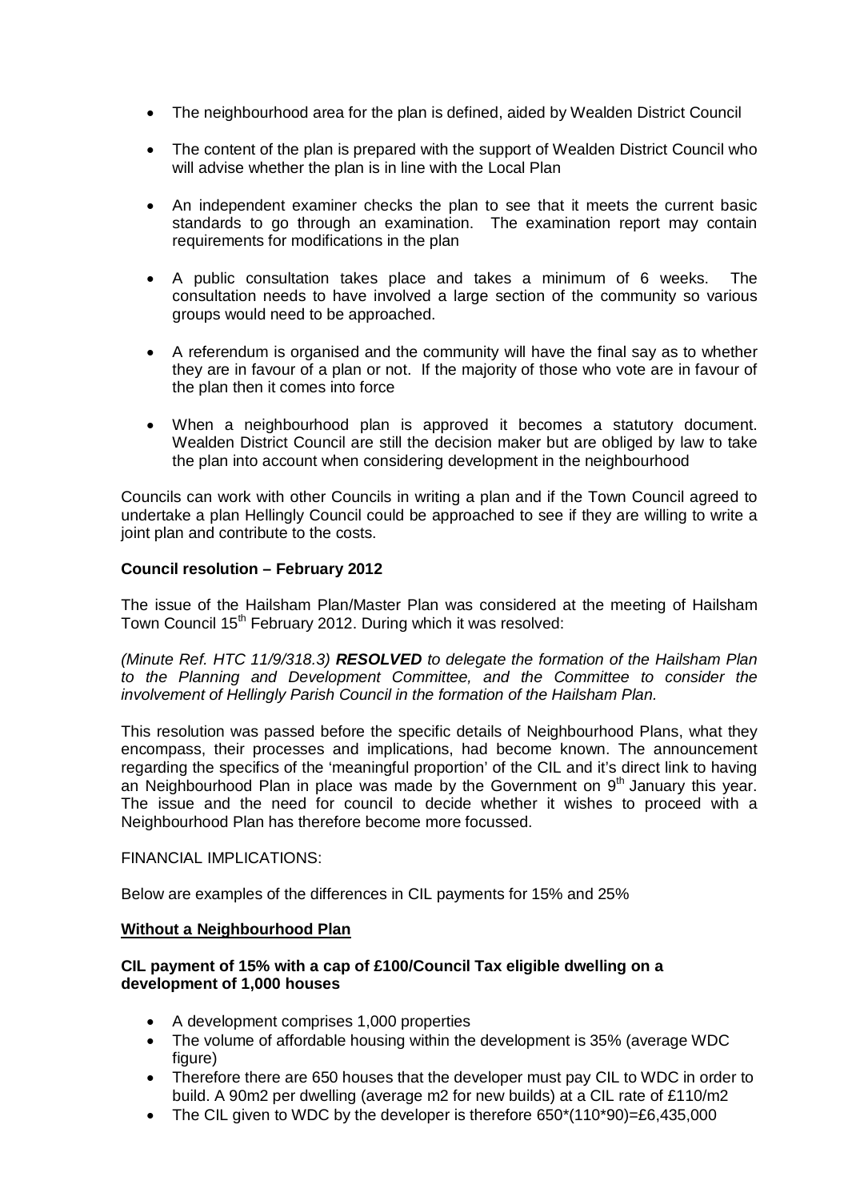- The neighbourhood area for the plan is defined, aided by Wealden District Council
- The content of the plan is prepared with the support of Wealden District Council who will advise whether the plan is in line with the Local Plan
- An independent examiner checks the plan to see that it meets the current basic standards to go through an examination. The examination report may contain requirements for modifications in the plan
- A public consultation takes place and takes a minimum of 6 weeks. The consultation needs to have involved a large section of the community so various groups would need to be approached.
- A referendum is organised and the community will have the final say as to whether they are in favour of a plan or not. If the majority of those who vote are in favour of the plan then it comes into force
- When a neighbourhood plan is approved it becomes a statutory document. Wealden District Council are still the decision maker but are obliged by law to take the plan into account when considering development in the neighbourhood

Councils can work with other Councils in writing a plan and if the Town Council agreed to undertake a plan Hellingly Council could be approached to see if they are willing to write a joint plan and contribute to the costs.

**Council resolution – February 2012**

The issue of the Hailsham Plan/Master Plan was considered at the meeting of Hailsham Town Council 15th February 2012. During which it was resolved:

*(Minute Ref. HTC 11/9/318.3) **RESOLVED** to delegate the formation of the Hailsham Plan to the Planning and Development Committee, and the Committee to consider the involvement of Hellingly Parish Council in the formation of the Hailsham Plan.*

This resolution was passed before the specific details of Neighbourhood Plans, what they encompass, their processes and implications, had become known. The announcement regarding the specifics of the 'meaningful proportion' of the CIL and it's direct link to having an Neighbourhood Plan in place was made by the Government on 9th January this year. The issue and the need for council to decide whether it wishes to proceed with a Neighbourhood Plan has therefore become more focussed.

FINANCIAL IMPLICATIONS:

Below are examples of the differences in CIL payments for 15% and 25%

**<u>Without a Neighbourhood Plan</u>**

**CIL payment of 15% with a cap of £100/Council Tax eligible dwelling on a development of 1,000 houses**

- A development comprises 1,000 properties
- The volume of affordable housing within the development is 35% (average WDC figure)
- Therefore there are 650 houses that the developer must pay CIL to WDC in order to build. A 90m2 per dwelling (average m2 for new builds) at a CIL rate of £110/m2
- The CIL given to WDC by the developer is therefore 650*(110*90)=£6,435,000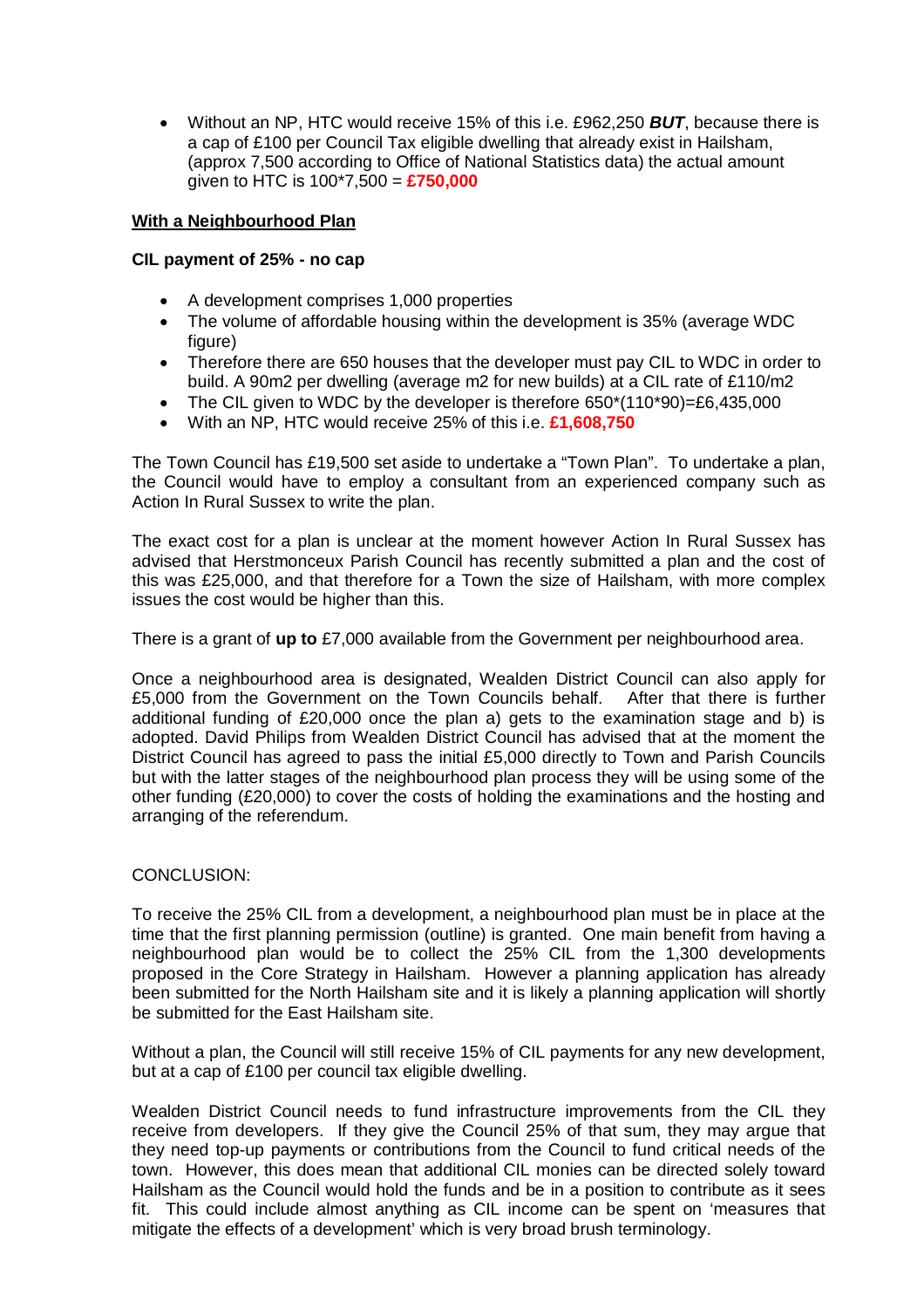- Without an NP, HTC would receive 15% of this i.e. £962,250 ***BUT***, because there is a cap of £100 per Council Tax eligible dwelling that already exist in Hailsham, (approx 7,500 according to Office of National Statistics data) the actual amount given to HTC is 100*7,500 = **£750,000**

**With a Neighbourhood Plan**

**CIL payment of 25% - no cap**

- A development comprises 1,000 properties
- The volume of affordable housing within the development is 35% (average WDC figure)
- Therefore there are 650 houses that the developer must pay CIL to WDC in order to build. A 90m2 per dwelling (average m2 for new builds) at a CIL rate of £110/m2
- The CIL given to WDC by the developer is therefore 650*(110*90)=£6,435,000
- With an NP, HTC would receive 25% of this i.e. **£1,608,750**

The Town Council has £19,500 set aside to undertake a "Town Plan". To undertake a plan, the Council would have to employ a consultant from an experienced company such as Action In Rural Sussex to write the plan.

The exact cost for a plan is unclear at the moment however Action In Rural Sussex has advised that Herstmonceux Parish Council has recently submitted a plan and the cost of this was £25,000, and that therefore for a Town the size of Hailsham, with more complex issues the cost would be higher than this.

There is a grant of **up to** £7,000 available from the Government per neighbourhood area.

Once a neighbourhood area is designated, Wealden District Council can also apply for £5,000 from the Government on the Town Councils behalf. After that there is further additional funding of £20,000 once the plan a) gets to the examination stage and b) is adopted. David Philips from Wealden District Council has advised that at the moment the District Council has agreed to pass the initial £5,000 directly to Town and Parish Councils but with the latter stages of the neighbourhood plan process they will be using some of the other funding (£20,000) to cover the costs of holding the examinations and the hosting and arranging of the referendum.

CONCLUSION:

To receive the 25% CIL from a development, a neighbourhood plan must be in place at the time that the first planning permission (outline) is granted. One main benefit from having a neighbourhood plan would be to collect the 25% CIL from the 1,300 developments proposed in the Core Strategy in Hailsham. However a planning application has already been submitted for the North Hailsham site and it is likely a planning application will shortly be submitted for the East Hailsham site.

Without a plan, the Council will still receive 15% of CIL payments for any new development, but at a cap of £100 per council tax eligible dwelling.

Wealden District Council needs to fund infrastructure improvements from the CIL they receive from developers. If they give the Council 25% of that sum, they may argue that they need top-up payments or contributions from the Council to fund critical needs of the town. However, this does mean that additional CIL monies can be directed solely toward Hailsham as the Council would hold the funds and be in a position to contribute as it sees fit. This could include almost anything as CIL income can be spent on 'measures that mitigate the effects of a development' which is very broad brush terminology.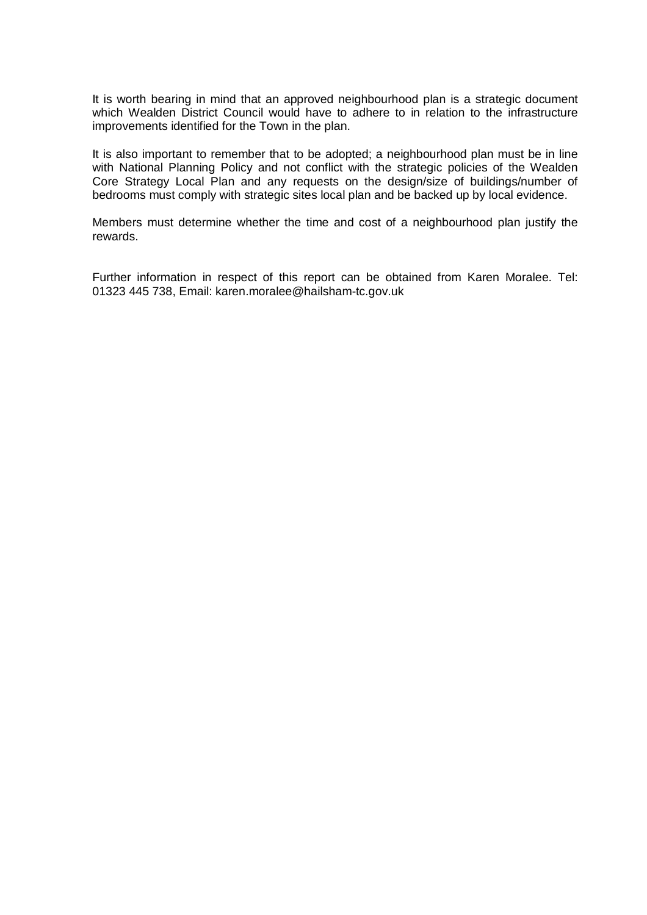It is worth bearing in mind that an approved neighbourhood plan is a strategic document which Wealden District Council would have to adhere to in relation to the infrastructure improvements identified for the Town in the plan.

It is also important to remember that to be adopted; a neighbourhood plan must be in line with National Planning Policy and not conflict with the strategic policies of the Wealden Core Strategy Local Plan and any requests on the design/size of buildings/number of bedrooms must comply with strategic sites local plan and be backed up by local evidence.

Members must determine whether the time and cost of a neighbourhood plan justify the rewards.

Further information in respect of this report can be obtained from Karen Moralee. Tel: 01323 445 738, Email: karen.moralee@hailsham-tc.gov.uk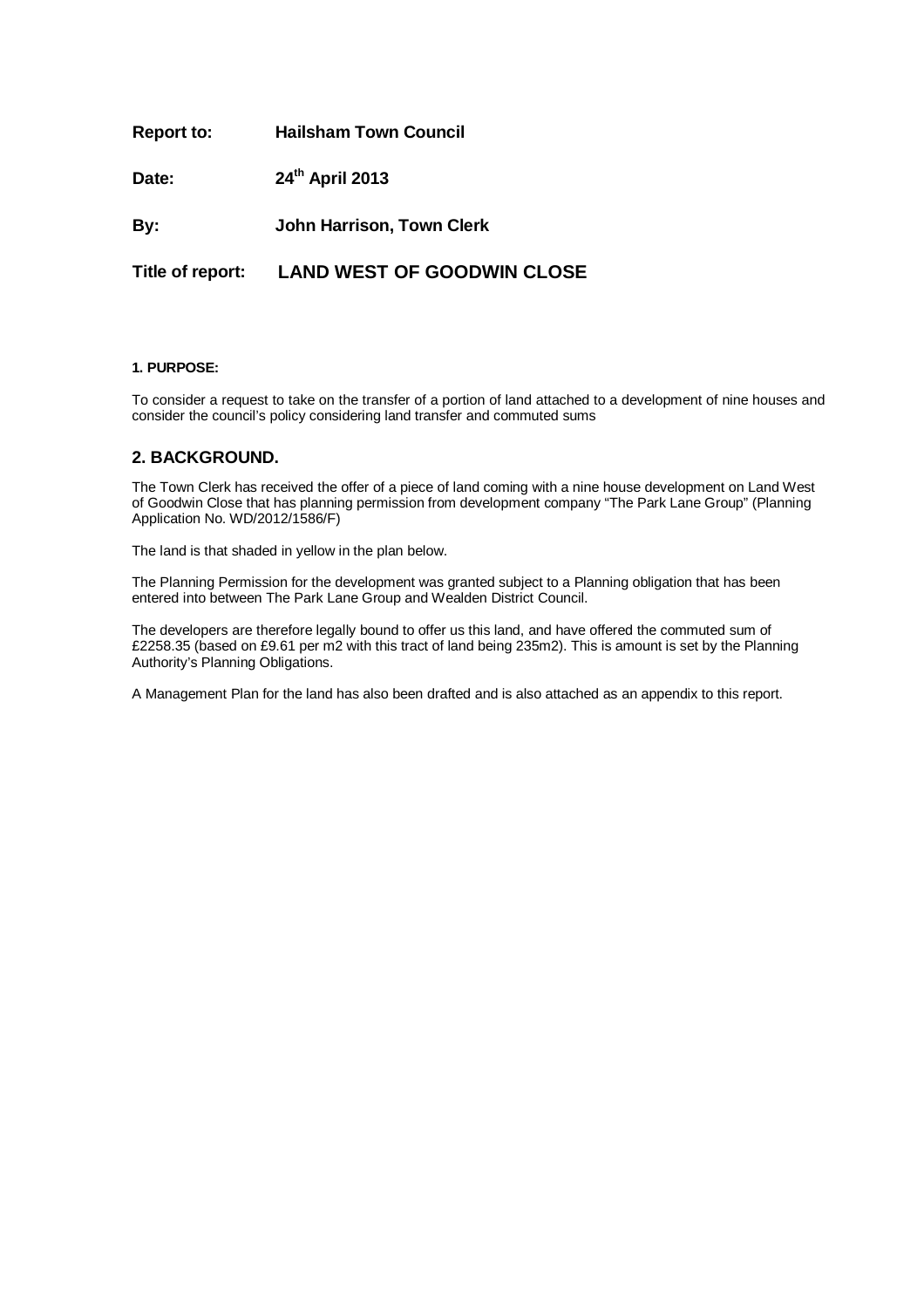**Report to:** **Hailsham Town Council**

**Date:** **24th April 2013**

**By:** **John Harrison, Town Clerk**

**Title of report:** **LAND WEST OF GOODWIN CLOSE**

#### 1. PURPOSE:

To consider a request to take on the transfer of a portion of land attached to a development of nine houses and consider the council's policy considering land transfer and commuted sums

## 2. BACKGROUND.

The Town Clerk has received the offer of a piece of land coming with a nine house development on Land West of Goodwin Close that has planning permission from development company "The Park Lane Group" (Planning Application No. WD/2012/1586/F)

The land is that shaded in yellow in the plan below.

The Planning Permission for the development was granted subject to a Planning obligation that has been entered into between The Park Lane Group and Wealden District Council.

The developers are therefore legally bound to offer us this land, and have offered the commuted sum of £2258.35 (based on £9.61 per m2 with this tract of land being 235m2). This is amount is set by the Planning Authority's Planning Obligations.

A Management Plan for the land has also been drafted and is also attached as an appendix to this report.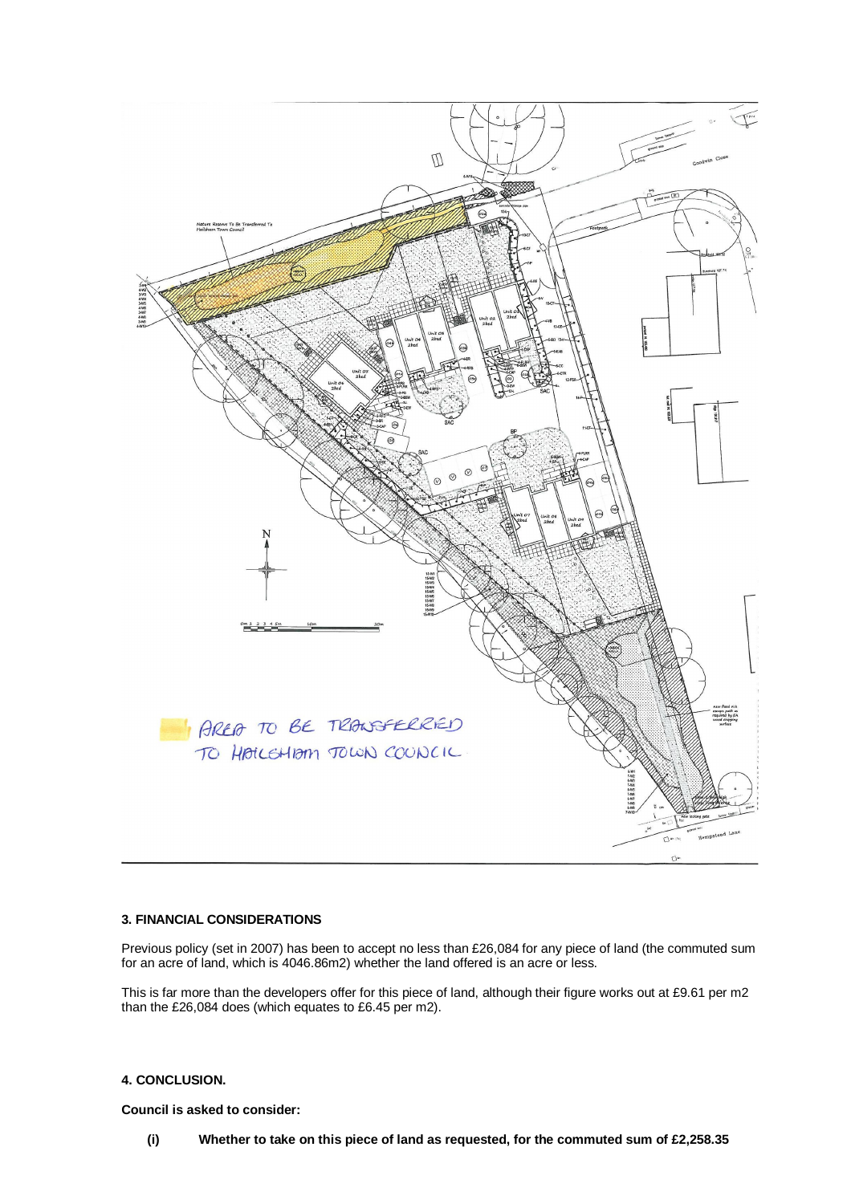AREA TO BE TRANSFERRED TO HAILSHAM TOWN COUNCIL

### 3. FINANCIAL CONSIDERATIONS

Previous policy (set in 2007) has been to accept no less than £26,084 for any piece of land (the commuted sum for an acre of land, which is 4046.86m2) whether the land offered is an acre or less.

This is far more than the developers offer for this piece of land, although their figure works out at £9.61 per m2 than the £26,084 does (which equates to £6.45 per m2).

### 4. CONCLUSION.

**Council is asked to consider:**

**(i) Whether to take on this piece of land as requested, for the commuted sum of £2,258.35**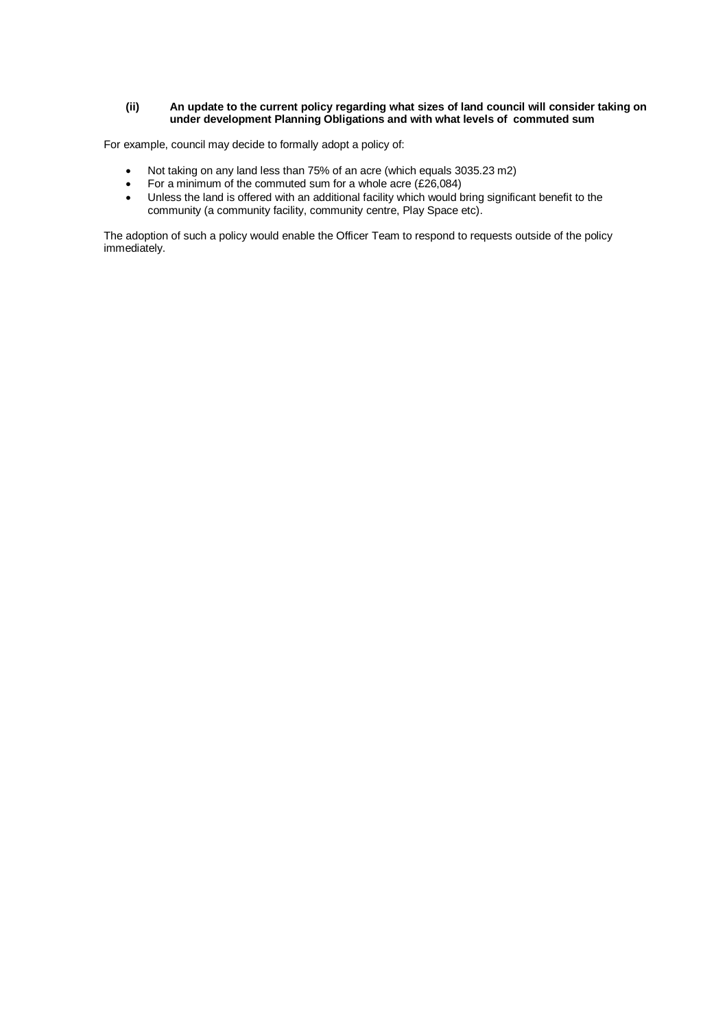**(ii) An update to the current policy regarding what sizes of land council will consider taking on under development Planning Obligations and with what levels of commuted sum**

For example, council may decide to formally adopt a policy of:

- Not taking on any land less than 75% of an acre (which equals 3035.23 m2)
- For a minimum of the commuted sum for a whole acre (£26,084)
- Unless the land is offered with an additional facility which would bring significant benefit to the community (a community facility, community centre, Play Space etc).

The adoption of such a policy would enable the Officer Team to respond to requests outside of the policy immediately.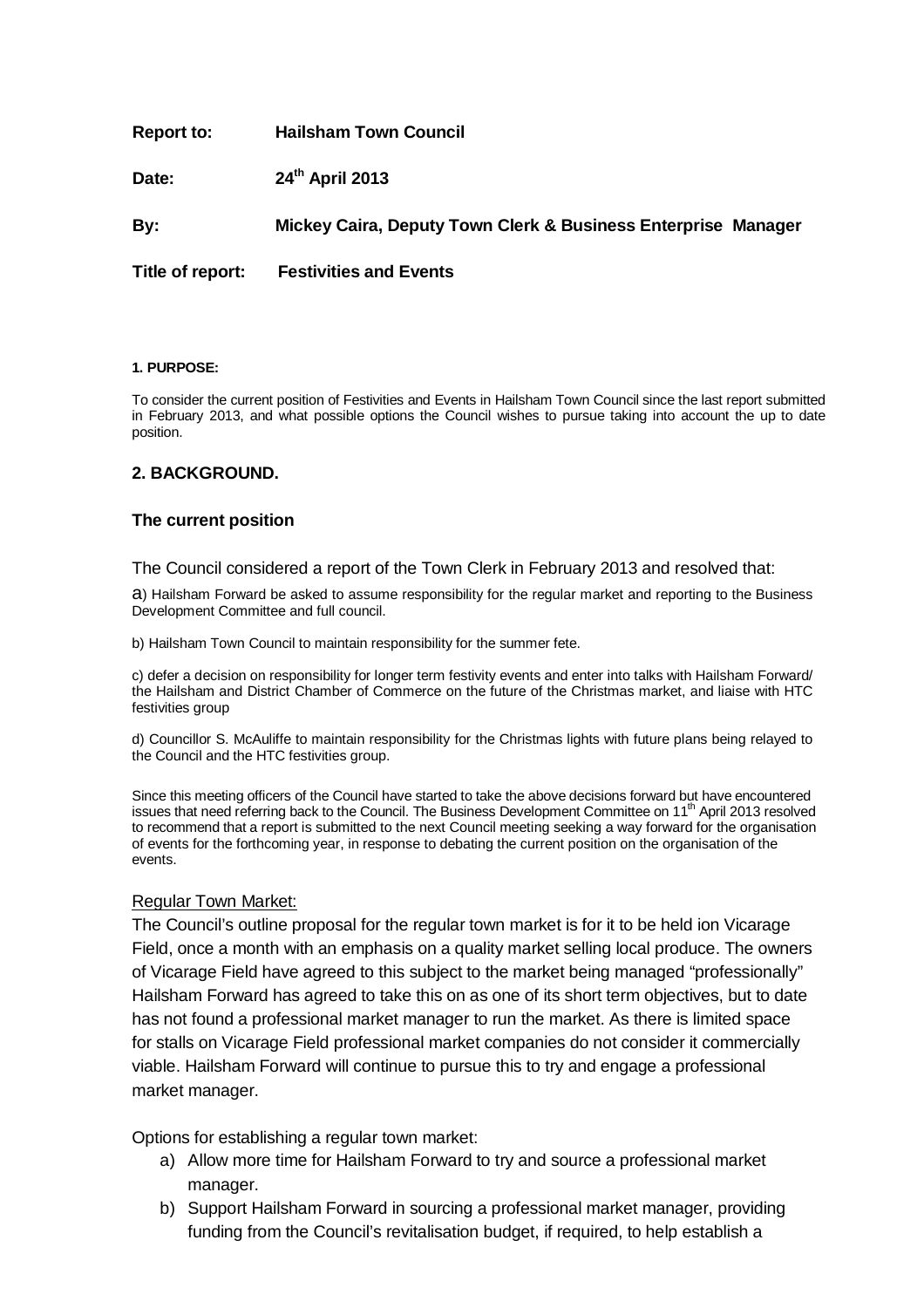**Report to:** **Hailsham Town Council**

**Date:** **24th April 2013**

**By:** **Mickey Caira, Deputy Town Clerk & Business Enterprise Manager**

**Title of report:** **Festivities and Events**

#### 1. PURPOSE:

To consider the current position of Festivities and Events in Hailsham Town Council since the last report submitted in February 2013, and what possible options the Council wishes to pursue taking into account the up to date position.

## 2. BACKGROUND.

### The current position

The Council considered a report of the Town Clerk in February 2013 and resolved that:

a) Hailsham Forward be asked to assume responsibility for the regular market and reporting to the Business Development Committee and full council.

b) Hailsham Town Council to maintain responsibility for the summer fete.

c) defer a decision on responsibility for longer term festivity events and enter into talks with Hailsham Forward/ the Hailsham and District Chamber of Commerce on the future of the Christmas market, and liaise with HTC festivities group

d) Councillor S. McAuliffe to maintain responsibility for the Christmas lights with future plans being relayed to the Council and the HTC festivities group.

Since this meeting officers of the Council have started to take the above decisions forward but have encountered issues that need referring back to the Council. The Business Development Committee on 11th April 2013 resolved to recommend that a report is submitted to the next Council meeting seeking a way forward for the organisation of events for the forthcoming year, in response to debating the current position on the organisation of the events.

Regular Town Market:

The Council's outline proposal for the regular town market is for it to be held ion Vicarage Field, once a month with an emphasis on a quality market selling local produce. The owners of Vicarage Field have agreed to this subject to the market being managed "professionally" Hailsham Forward has agreed to take this on as one of its short term objectives, but to date has not found a professional market manager to run the market. As there is limited space for stalls on Vicarage Field professional market companies do not consider it commercially viable. Hailsham Forward will continue to pursue this to try and engage a professional market manager.

Options for establishing a regular town market:

a) Allow more time for Hailsham Forward to try and source a professional market manager.
b) Support Hailsham Forward in sourcing a professional market manager, providing funding from the Council's revitalisation budget, if required, to help establish a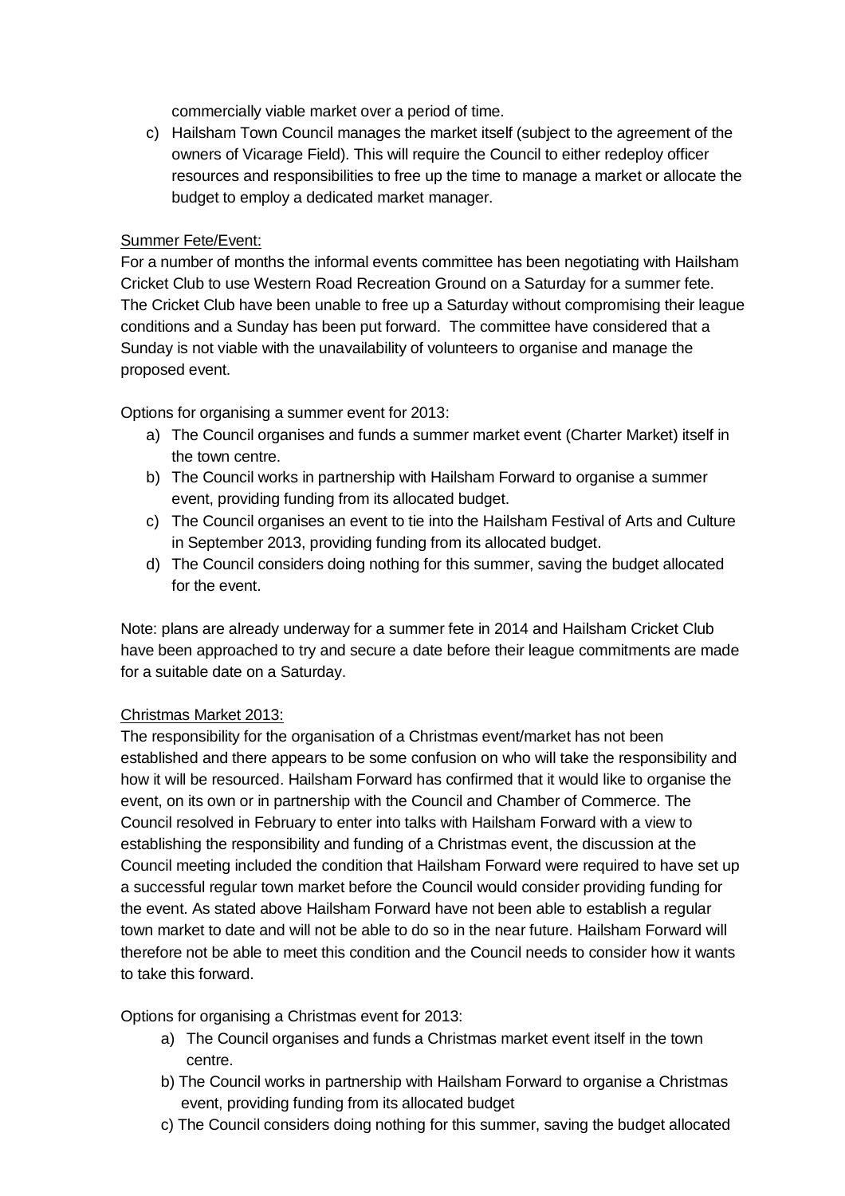commercially viable market over a period of time.

c) Hailsham Town Council manages the market itself (subject to the agreement of the owners of Vicarage Field). This will require the Council to either redeploy officer resources and responsibilities to free up the time to manage a market or allocate the budget to employ a dedicated market manager.

Summer Fete/Event:

For a number of months the informal events committee has been negotiating with Hailsham Cricket Club to use Western Road Recreation Ground on a Saturday for a summer fete. The Cricket Club have been unable to free up a Saturday without compromising their league conditions and a Sunday has been put forward. The committee have considered that a Sunday is not viable with the unavailability of volunteers to organise and manage the proposed event.

Options for organising a summer event for 2013:

a) The Council organises and funds a summer market event (Charter Market) itself in the town centre.
b) The Council works in partnership with Hailsham Forward to organise a summer event, providing funding from its allocated budget.
c) The Council organises an event to tie into the Hailsham Festival of Arts and Culture in September 2013, providing funding from its allocated budget.
d) The Council considers doing nothing for this summer, saving the budget allocated for the event.

Note: plans are already underway for a summer fete in 2014 and Hailsham Cricket Club have been approached to try and secure a date before their league commitments are made for a suitable date on a Saturday.

Christmas Market 2013:

The responsibility for the organisation of a Christmas event/market has not been established and there appears to be some confusion on who will take the responsibility and how it will be resourced. Hailsham Forward has confirmed that it would like to organise the event, on its own or in partnership with the Council and Chamber of Commerce. The Council resolved in February to enter into talks with Hailsham Forward with a view to establishing the responsibility and funding of a Christmas event, the discussion at the Council meeting included the condition that Hailsham Forward were required to have set up a successful regular town market before the Council would consider providing funding for the event. As stated above Hailsham Forward have not been able to establish a regular town market to date and will not be able to do so in the near future. Hailsham Forward will therefore not be able to meet this condition and the Council needs to consider how it wants to take this forward.

Options for organising a Christmas event for 2013:

a) The Council organises and funds a Christmas market event itself in the town centre.
b) The Council works in partnership with Hailsham Forward to organise a Christmas event, providing funding from its allocated budget
c) The Council considers doing nothing for this summer, saving the budget allocated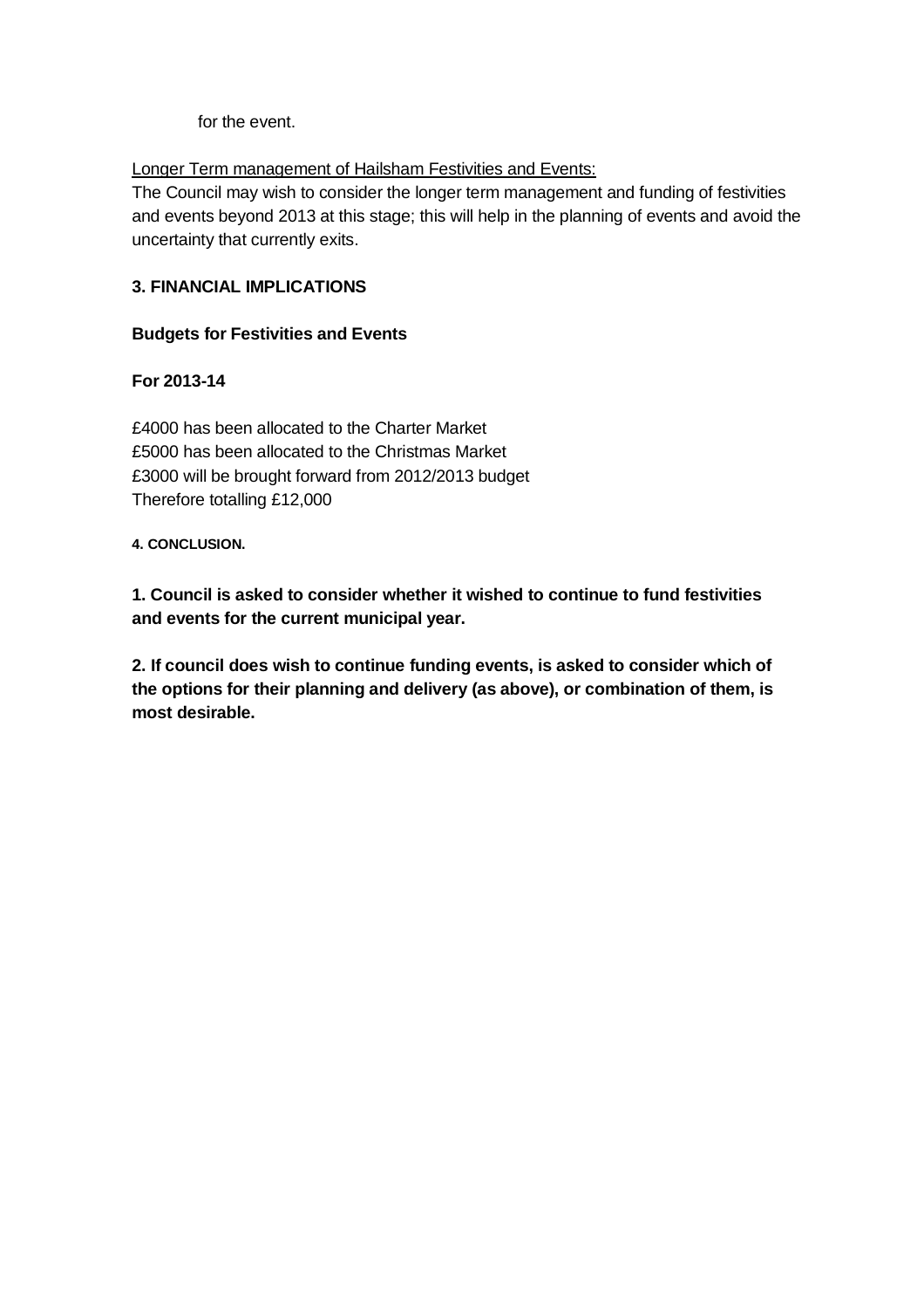for the event.

Longer Term management of Hailsham Festivities and Events:

The Council may wish to consider the longer term management and funding of festivities and events beyond 2013 at this stage; this will help in the planning of events and avoid the uncertainty that currently exits.

### 3. FINANCIAL IMPLICATIONS

**Budgets for Festivities and Events**

**For 2013-14**

£4000 has been allocated to the Charter Market
£5000 has been allocated to the Christmas Market
£3000 will be brought forward from 2012/2013 budget
Therefore totalling £12,000

#### 4. CONCLUSION.

**1. Council is asked to consider whether it wished to continue to fund festivities and events for the current municipal year.**

**2. If council does wish to continue funding events, is asked to consider which of the options for their planning and delivery (as above), or combination of them, is most desirable.**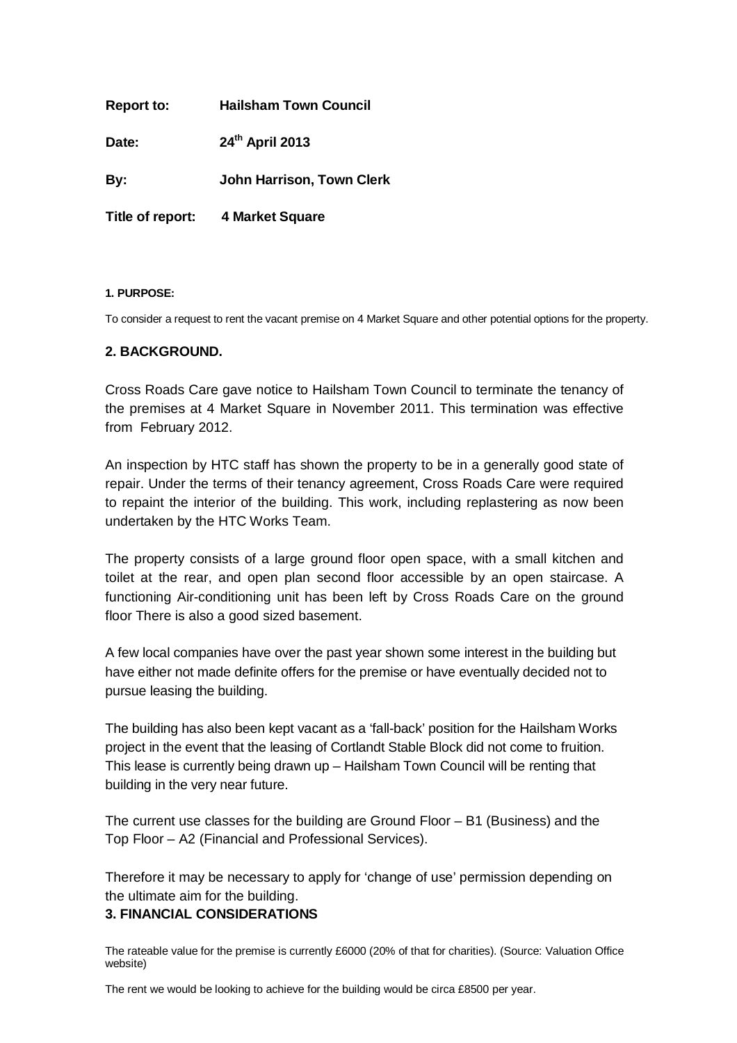**Report to:** **Hailsham Town Council**

**Date:** **24th April 2013**

**By:** **John Harrison, Town Clerk**

**Title of report:** **4 Market Square**

**1. PURPOSE:**

To consider a request to rent the vacant premise on 4 Market Square and other potential options for the property.

## 2. BACKGROUND.

Cross Roads Care gave notice to Hailsham Town Council to terminate the tenancy of the premises at 4 Market Square in November 2011. This termination was effective from February 2012.

An inspection by HTC staff has shown the property to be in a generally good state of repair. Under the terms of their tenancy agreement, Cross Roads Care were required to repaint the interior of the building. This work, including replastering as now been undertaken by the HTC Works Team.

The property consists of a large ground floor open space, with a small kitchen and toilet at the rear, and open plan second floor accessible by an open staircase. A functioning Air-conditioning unit has been left by Cross Roads Care on the ground floor There is also a good sized basement.

A few local companies have over the past year shown some interest in the building but have either not made definite offers for the premise or have eventually decided not to pursue leasing the building.

The building has also been kept vacant as a 'fall-back' position for the Hailsham Works project in the event that the leasing of Cortlandt Stable Block did not come to fruition. This lease is currently being drawn up – Hailsham Town Council will be renting that building in the very near future.

The current use classes for the building are Ground Floor – B1 (Business) and the Top Floor – A2 (Financial and Professional Services).

Therefore it may be necessary to apply for 'change of use' permission depending on the ultimate aim for the building.

## 3. FINANCIAL CONSIDERATIONS

The rateable value for the premise is currently £6000 (20% of that for charities). (Source: Valuation Office website)

The rent we would be looking to achieve for the building would be circa £8500 per year.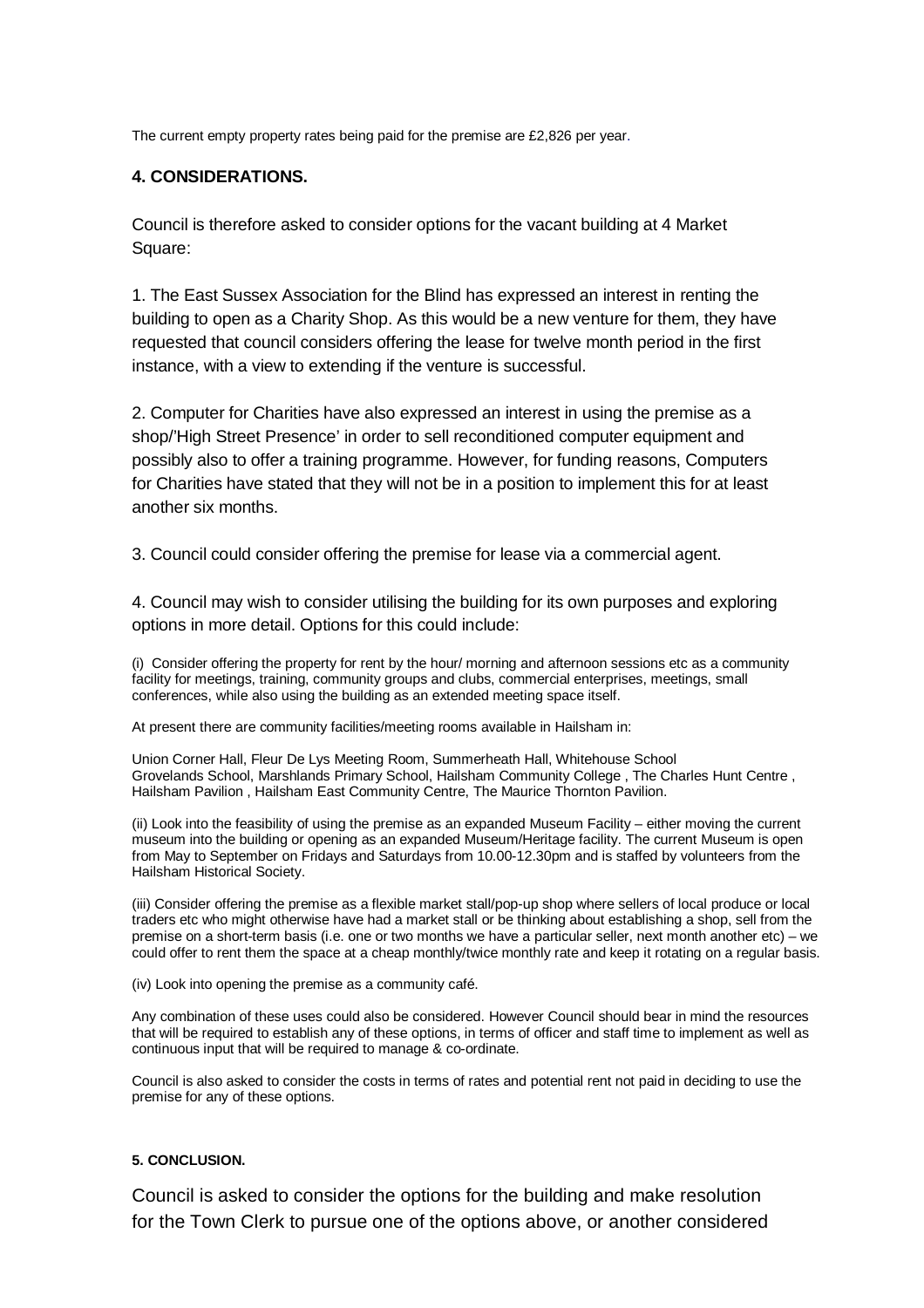The current empty property rates being paid for the premise are £2,826 per year.

**4. CONSIDERATIONS.**

Council is therefore asked to consider options for the vacant building at 4 Market Square:

1. The East Sussex Association for the Blind has expressed an interest in renting the building to open as a Charity Shop. As this would be a new venture for them, they have requested that council considers offering the lease for twelve month period in the first instance, with a view to extending if the venture is successful.

2. Computer for Charities have also expressed an interest in using the premise as a shop/'High Street Presence' in order to sell reconditioned computer equipment and possibly also to offer a training programme. However, for funding reasons, Computers for Charities have stated that they will not be in a position to implement this for at least another six months.

3. Council could consider offering the premise for lease via a commercial agent.

4. Council may wish to consider utilising the building for its own purposes and exploring options in more detail. Options for this could include:

(i) Consider offering the property for rent by the hour/ morning and afternoon sessions etc as a community facility for meetings, training, community groups and clubs, commercial enterprises, meetings, small conferences, while also using the building as an extended meeting space itself.

At present there are community facilities/meeting rooms available in Hailsham in:

Union Corner Hall, Fleur De Lys Meeting Room, Summerheath Hall, Whitehouse School Grovelands School, Marshlands Primary School, Hailsham Community College , The Charles Hunt Centre , Hailsham Pavilion , Hailsham East Community Centre, The Maurice Thornton Pavilion.

(ii) Look into the feasibility of using the premise as an expanded Museum Facility – either moving the current museum into the building or opening as an expanded Museum/Heritage facility. The current Museum is open from May to September on Fridays and Saturdays from 10.00-12.30pm and is staffed by volunteers from the Hailsham Historical Society.

(iii) Consider offering the premise as a flexible market stall/pop-up shop where sellers of local produce or local traders etc who might otherwise have had a market stall or be thinking about establishing a shop, sell from the premise on a short-term basis (i.e. one or two months we have a particular seller, next month another etc) – we could offer to rent them the space at a cheap monthly/twice monthly rate and keep it rotating on a regular basis.

(iv) Look into opening the premise as a community café.

Any combination of these uses could also be considered. However Council should bear in mind the resources that will be required to establish any of these options, in terms of officer and staff time to implement as well as continuous input that will be required to manage & co-ordinate.

Council is also asked to consider the costs in terms of rates and potential rent not paid in deciding to use the premise for any of these options.

**5. CONCLUSION.**

Council is asked to consider the options for the building and make resolution for the Town Clerk to pursue one of the options above, or another considered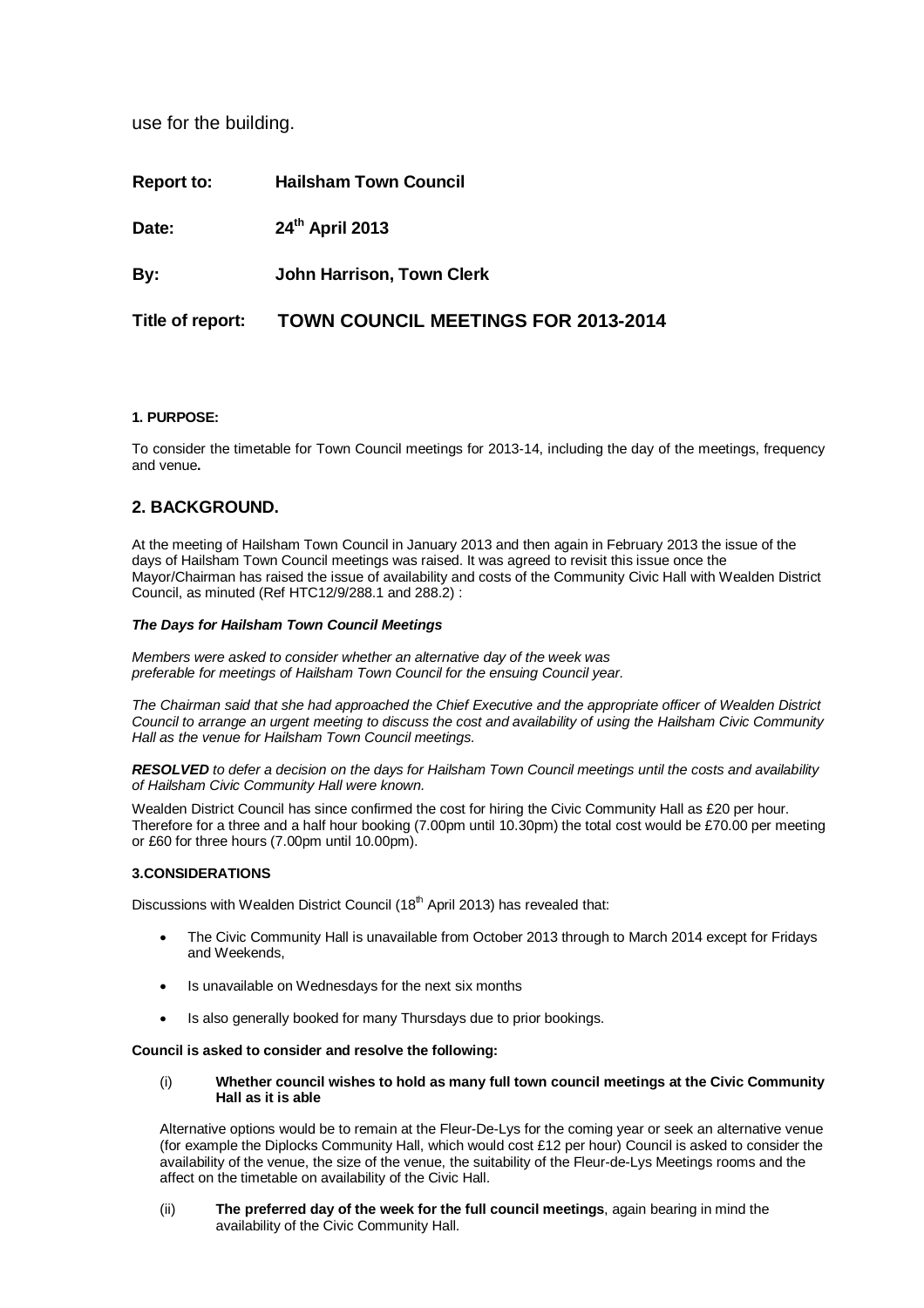use for the building.

**Report to:** **Hailsham Town Council**

**Date:** **24th April 2013**

**By:** **John Harrison, Town Clerk**

**Title of report:** **TOWN COUNCIL MEETINGS FOR 2013-2014**

**1. PURPOSE:**

To consider the timetable for Town Council meetings for 2013-14, including the day of the meetings, frequency and venue**.**

## 2. BACKGROUND.

At the meeting of Hailsham Town Council in January 2013 and then again in February 2013 the issue of the days of Hailsham Town Council meetings was raised. It was agreed to revisit this issue once the Mayor/Chairman has raised the issue of availability and costs of the Community Civic Hall with Wealden District Council, as minuted (Ref HTC12/9/288.1 and 288.2) :

***The Days for Hailsham Town Council Meetings***

*Members were asked to consider whether an alternative day of the week was preferable for meetings of Hailsham Town Council for the ensuing Council year.*

*The Chairman said that she had approached the Chief Executive and the appropriate officer of Wealden District Council to arrange an urgent meeting to discuss the cost and availability of using the Hailsham Civic Community Hall as the venue for Hailsham Town Council meetings.*

***RESOLVED** to defer a decision on the days for Hailsham Town Council meetings until the costs and availability of Hailsham Civic Community Hall were known.*

Wealden District Council has since confirmed the cost for hiring the Civic Community Hall as £20 per hour. Therefore for a three and a half hour booking (7.00pm until 10.30pm) the total cost would be £70.00 per meeting or £60 for three hours (7.00pm until 10.00pm).

**3.CONSIDERATIONS**

Discussions with Wealden District Council (18th April 2013) has revealed that:

- The Civic Community Hall is unavailable from October 2013 through to March 2014 except for Fridays and Weekends,
- Is unavailable on Wednesdays for the next six months
- Is also generally booked for many Thursdays due to prior bookings.

**Council is asked to consider and resolve the following:**

(i) **Whether council wishes to hold as many full town council meetings at the Civic Community Hall as it is able**

Alternative options would be to remain at the Fleur-De-Lys for the coming year or seek an alternative venue (for example the Diplocks Community Hall, which would cost £12 per hour) Council is asked to consider the availability of the venue, the size of the venue, the suitability of the Fleur-de-Lys Meetings rooms and the affect on the timetable on availability of the Civic Hall.

(ii) **The preferred day of the week for the full council meetings**, again bearing in mind the availability of the Civic Community Hall.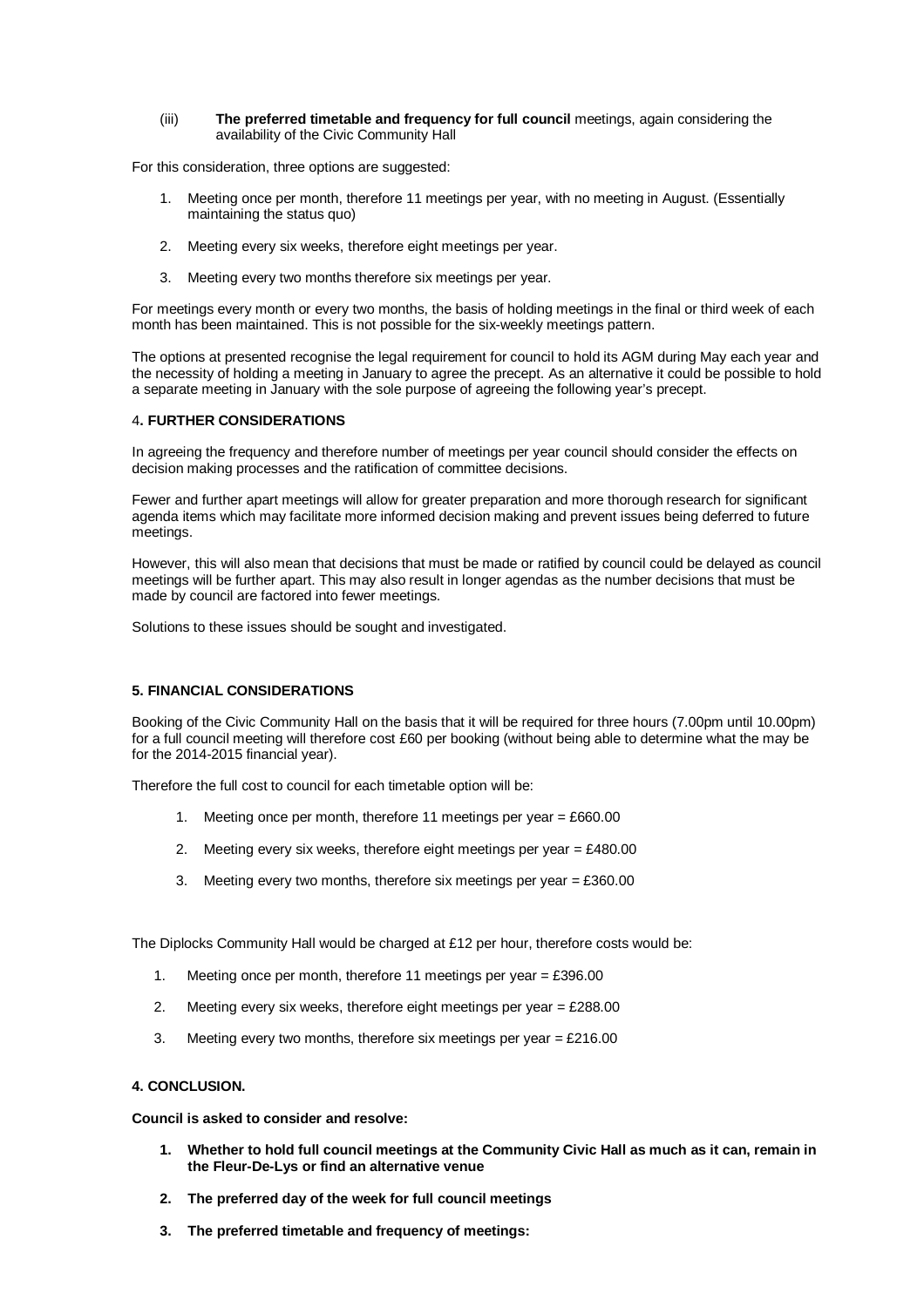(iii) **The preferred timetable and frequency for full council** meetings, again considering the availability of the Civic Community Hall

For this consideration, three options are suggested:

1. Meeting once per month, therefore 11 meetings per year, with no meeting in August. (Essentially maintaining the status quo)
2. Meeting every six weeks, therefore eight meetings per year.
3. Meeting every two months therefore six meetings per year.

For meetings every month or every two months, the basis of holding meetings in the final or third week of each month has been maintained. This is not possible for the six-weekly meetings pattern.

The options at presented recognise the legal requirement for council to hold its AGM during May each year and the necessity of holding a meeting in January to agree the precept. As an alternative it could be possible to hold a separate meeting in January with the sole purpose of agreeing the following year's precept.

**4. FURTHER CONSIDERATIONS**

In agreeing the frequency and therefore number of meetings per year council should consider the effects on decision making processes and the ratification of committee decisions.

Fewer and further apart meetings will allow for greater preparation and more thorough research for significant agenda items which may facilitate more informed decision making and prevent issues being deferred to future meetings.

However, this will also mean that decisions that must be made or ratified by council could be delayed as council meetings will be further apart. This may also result in longer agendas as the number decisions that must be made by council are factored into fewer meetings.

Solutions to these issues should be sought and investigated.

**5. FINANCIAL CONSIDERATIONS**

Booking of the Civic Community Hall on the basis that it will be required for three hours (7.00pm until 10.00pm) for a full council meeting will therefore cost £60 per booking (without being able to determine what the may be for the 2014-2015 financial year).

Therefore the full cost to council for each timetable option will be:

1. Meeting once per month, therefore 11 meetings per year = £660.00
2. Meeting every six weeks, therefore eight meetings per year = £480.00
3. Meeting every two months, therefore six meetings per year = £360.00

The Diplocks Community Hall would be charged at £12 per hour, therefore costs would be:

1. Meeting once per month, therefore 11 meetings per year = £396.00
2. Meeting every six weeks, therefore eight meetings per year = £288.00
3. Meeting every two months, therefore six meetings per year = £216.00

**4. CONCLUSION.**

**Council is asked to consider and resolve:**

1. **Whether to hold full council meetings at the Community Civic Hall as much as it can, remain in the Fleur-De-Lys or find an alternative venue**
2. **The preferred day of the week for full council meetings**
3. **The preferred timetable and frequency of meetings:**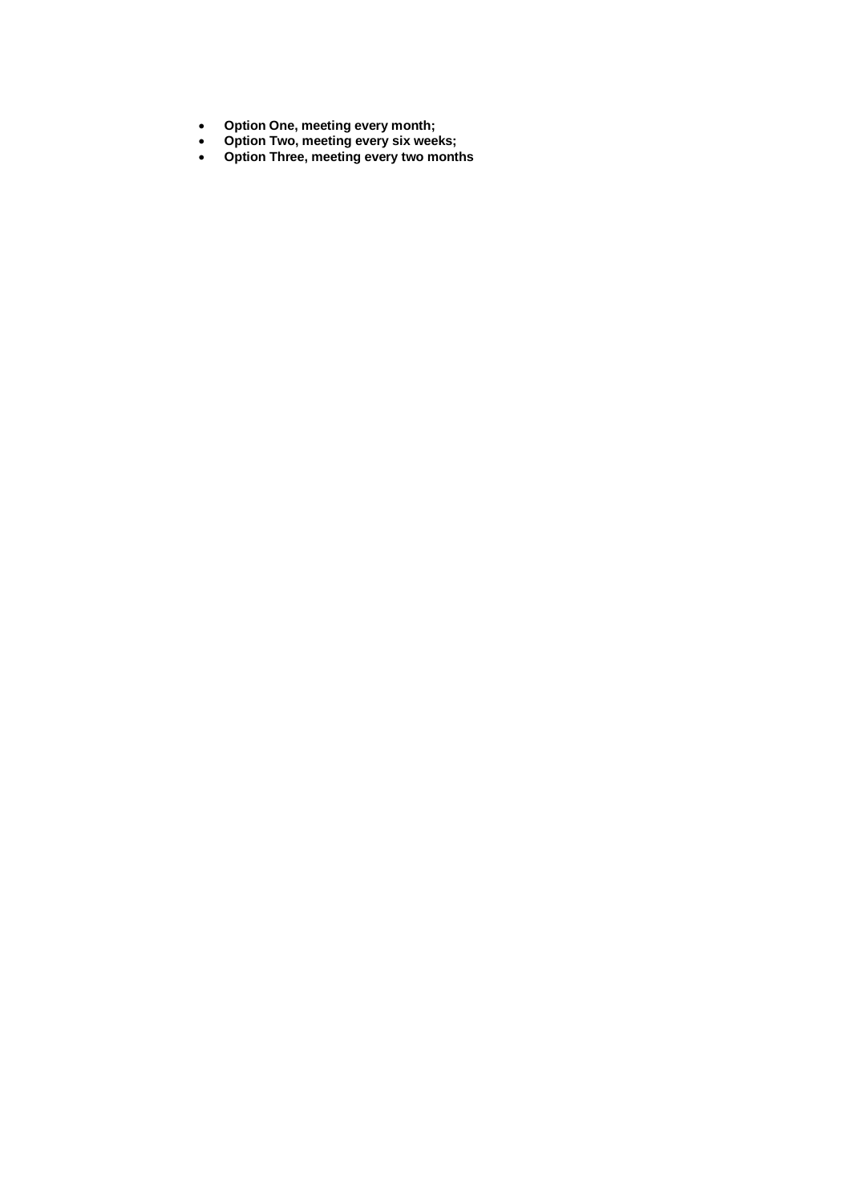- **Option One, meeting every month;**
- **Option Two, meeting every six weeks;**
- **Option Three, meeting every two months**